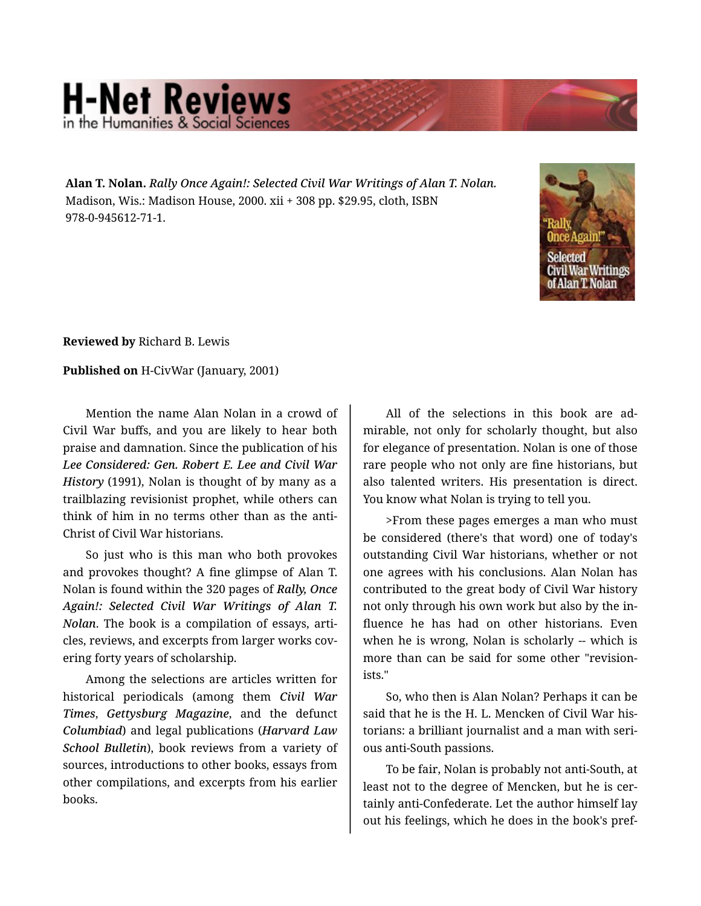**Alan T. Nolan.** *Rally Once Again!: Selected Civil War Writings of Alan T. Nolan.* Madison, Wis.: Madison House, 2000. xii + 308 pp. $29.95, cloth, ISBN 978-0-945612-71-1.

**Reviewed by** Richard B. Lewis

**Published on** H-CivWar (January, 2001)

Mention the name Alan Nolan in a crowd of Civil War buffs, and you are likely to hear both praise and damnation. Since the publication of his ***Lee Considered: Gen. Robert E. Lee and Civil War History*** (1991), Nolan is thought of by many as a trailblazing revisionist prophet, while others can think of him in no terms other than as the anti-Christ of Civil War historians.

So just who is this man who both provokes and provokes thought? A fine glimpse of Alan T. Nolan is found within the 320 pages of ***Rally, Once Again!: Selected Civil War Writings of Alan T. Nolan***. The book is a compilation of essays, articles, reviews, and excerpts from larger works covering forty years of scholarship.

Among the selections are articles written for historical periodicals (among them ***Civil War Times***, ***Gettysburg Magazine***, and the defunct ***Columbiad***) and legal publications (***Harvard Law School Bulletin***), book reviews from a variety of sources, introductions to other books, essays from other compilations, and excerpts from his earlier books.

All of the selections in this book are admirable, not only for scholarly thought, but also for elegance of presentation. Nolan is one of those rare people who not only are fine historians, but also talented writers. His presentation is direct. You know what Nolan is trying to tell you.

>From these pages emerges a man who must be considered (there's that word) one of today's outstanding Civil War historians, whether or not one agrees with his conclusions. Alan Nolan has contributed to the great body of Civil War history not only through his own work but also by the influence he has had on other historians. Even when he is wrong, Nolan is scholarly -- which is more than can be said for some other "revisionists."

So, who then is Alan Nolan? Perhaps it can be said that he is the H. L. Mencken of Civil War historians: a brilliant journalist and a man with serious anti-South passions.

To be fair, Nolan is probably not anti-South, at least not to the degree of Mencken, but he is certainly anti-Confederate. Let the author himself lay out his feelings, which he does in the book's pref-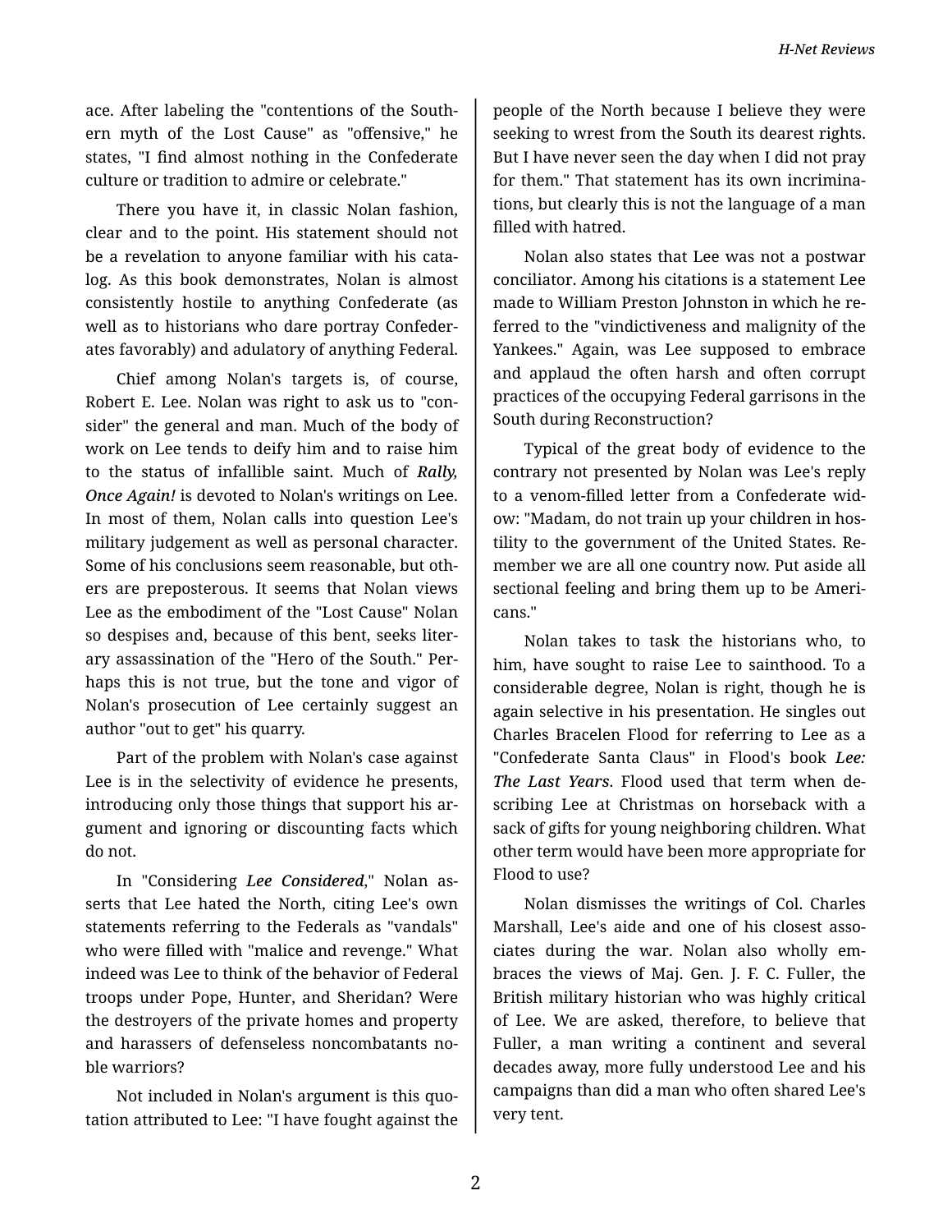ace. After labeling the "contentions of the Southern myth of the Lost Cause" as "offensive," he states, "I find almost nothing in the Confederate culture or tradition to admire or celebrate."

There you have it, in classic Nolan fashion, clear and to the point. His statement should not be a revelation to anyone familiar with his catalog. As this book demonstrates, Nolan is almost consistently hostile to anything Confederate (as well as to historians who dare portray Confederates favorably) and adulatory of anything Federal.

Chief among Nolan's targets is, of course, Robert E. Lee. Nolan was right to ask us to "consider" the general and man. Much of the body of work on Lee tends to deify him and to raise him to the status of infallible saint. Much of ***Rally, Once Again!*** is devoted to Nolan's writings on Lee. In most of them, Nolan calls into question Lee's military judgement as well as personal character. Some of his conclusions seem reasonable, but others are preposterous. It seems that Nolan views Lee as the embodiment of the "Lost Cause" Nolan so despises and, because of this bent, seeks literary assassination of the "Hero of the South." Perhaps this is not true, but the tone and vigor of Nolan's prosecution of Lee certainly suggest an author "out to get" his quarry.

Part of the problem with Nolan's case against Lee is in the selectivity of evidence he presents, introducing only those things that support his argument and ignoring or discounting facts which do not.

In "Considering ***Lee Considered***," Nolan asserts that Lee hated the North, citing Lee's own statements referring to the Federals as "vandals" who were filled with "malice and revenge." What indeed was Lee to think of the behavior of Federal troops under Pope, Hunter, and Sheridan? Were the destroyers of the private homes and property and harassers of defenseless noncombatants noble warriors?

Not included in Nolan's argument is this quotation attributed to Lee: "I have fought against the people of the North because I believe they were seeking to wrest from the South its dearest rights. But I have never seen the day when I did not pray for them." That statement has its own incriminations, but clearly this is not the language of a man filled with hatred.

Nolan also states that Lee was not a postwar conciliator. Among his citations is a statement Lee made to William Preston Johnston in which he referred to the "vindictiveness and malignity of the Yankees." Again, was Lee supposed to embrace and applaud the often harsh and often corrupt practices of the occupying Federal garrisons in the South during Reconstruction?

Typical of the great body of evidence to the contrary not presented by Nolan was Lee's reply to a venom-filled letter from a Confederate widow: "Madam, do not train up your children in hostility to the government of the United States. Remember we are all one country now. Put aside all sectional feeling and bring them up to be Americans."

Nolan takes to task the historians who, to him, have sought to raise Lee to sainthood. To a considerable degree, Nolan is right, though he is again selective in his presentation. He singles out Charles Bracelen Flood for referring to Lee as a "Confederate Santa Claus" in Flood's book ***Lee: The Last Years***. Flood used that term when describing Lee at Christmas on horseback with a sack of gifts for young neighboring children. What other term would have been more appropriate for Flood to use?

Nolan dismisses the writings of Col. Charles Marshall, Lee's aide and one of his closest associates during the war. Nolan also wholly embraces the views of Maj. Gen. J. F. C. Fuller, the British military historian who was highly critical of Lee. We are asked, therefore, to believe that Fuller, a man writing a continent and several decades away, more fully understood Lee and his campaigns than did a man who often shared Lee's very tent.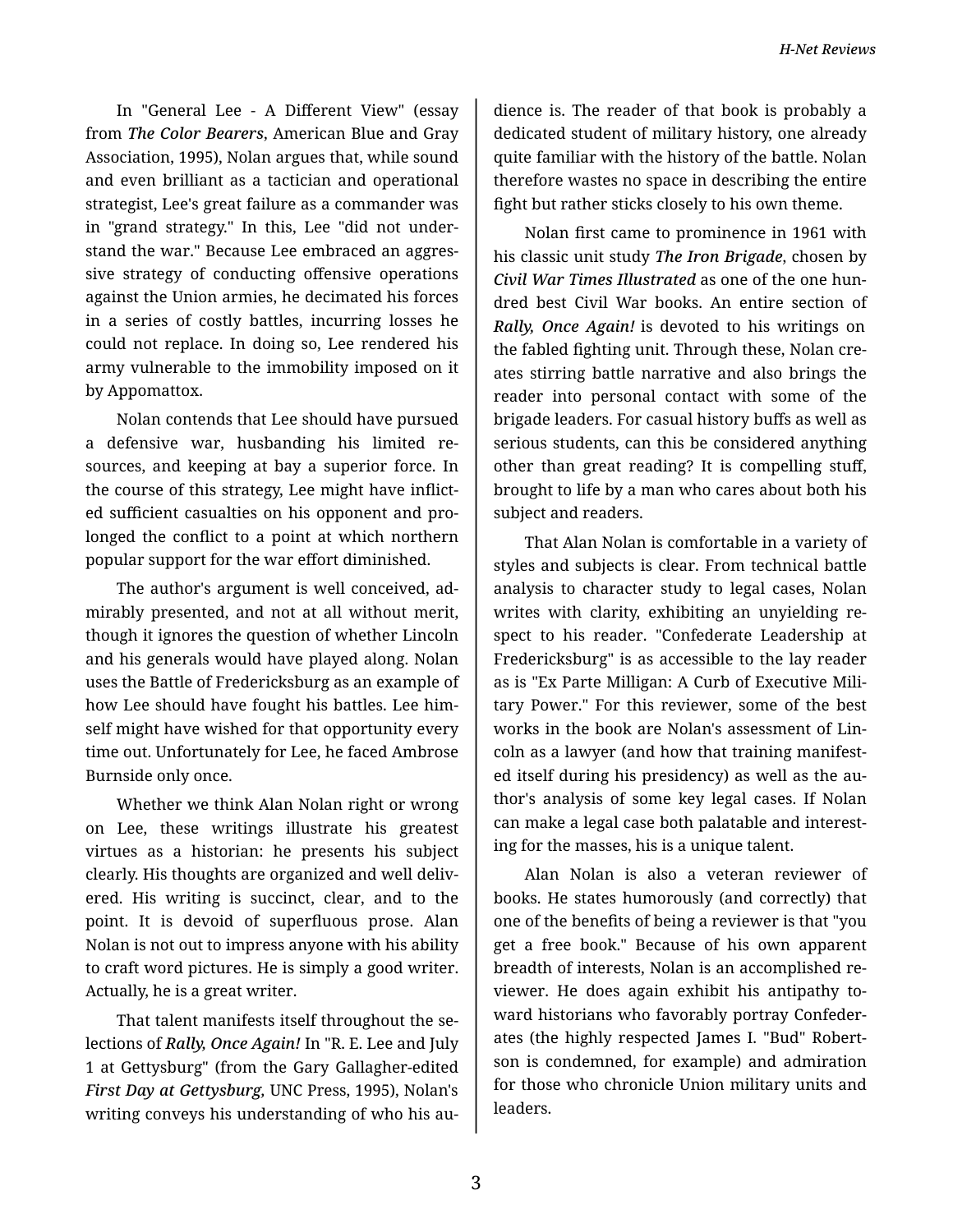In "General Lee - A Different View" (essay from *The Color Bearers*, American Blue and Gray Association, 1995), Nolan argues that, while sound and even brilliant as a tactician and operational strategist, Lee's great failure as a commander was in "grand strategy." In this, Lee "did not understand the war." Because Lee embraced an aggressive strategy of conducting offensive operations against the Union armies, he decimated his forces in a series of costly battles, incurring losses he could not replace. In doing so, Lee rendered his army vulnerable to the immobility imposed on it by Appomattox.

Nolan contends that Lee should have pursued a defensive war, husbanding his limited resources, and keeping at bay a superior force. In the course of this strategy, Lee might have inflicted sufficient casualties on his opponent and prolonged the conflict to a point at which northern popular support for the war effort diminished.

The author's argument is well conceived, admirably presented, and not at all without merit, though it ignores the question of whether Lincoln and his generals would have played along. Nolan uses the Battle of Fredericksburg as an example of how Lee should have fought his battles. Lee himself might have wished for that opportunity every time out. Unfortunately for Lee, he faced Ambrose Burnside only once.

Whether we think Alan Nolan right or wrong on Lee, these writings illustrate his greatest virtues as a historian: he presents his subject clearly. His thoughts are organized and well delivered. His writing is succinct, clear, and to the point. It is devoid of superfluous prose. Alan Nolan is not out to impress anyone with his ability to craft word pictures. He is simply a good writer. Actually, he is a great writer.

That talent manifests itself throughout the selections of ***Rally, Once Again!*** In "R. E. Lee and July 1 at Gettysburg" (from the Gary Gallagher-edited ***First Day at Gettysburg,*** UNC Press, 1995), Nolan's writing conveys his understanding of who his audience is. The reader of that book is probably a dedicated student of military history, one already quite familiar with the history of the battle. Nolan therefore wastes no space in describing the entire fight but rather sticks closely to his own theme.

Nolan first came to prominence in 1961 with his classic unit study ***The Iron Brigade***, chosen by ***Civil War Times Illustrated*** as one of the one hundred best Civil War books. An entire section of ***Rally, Once Again!*** is devoted to his writings on the fabled fighting unit. Through these, Nolan creates stirring battle narrative and also brings the reader into personal contact with some of the brigade leaders. For casual history buffs as well as serious students, can this be considered anything other than great reading? It is compelling stuff, brought to life by a man who cares about both his subject and readers.

That Alan Nolan is comfortable in a variety of styles and subjects is clear. From technical battle analysis to character study to legal cases, Nolan writes with clarity, exhibiting an unyielding respect to his reader. "Confederate Leadership at Fredericksburg" is as accessible to the lay reader as is "Ex Parte Milligan: A Curb of Executive Military Power." For this reviewer, some of the best works in the book are Nolan's assessment of Lincoln as a lawyer (and how that training manifested itself during his presidency) as well as the author's analysis of some key legal cases. If Nolan can make a legal case both palatable and interesting for the masses, his is a unique talent.

Alan Nolan is also a veteran reviewer of books. He states humorously (and correctly) that one of the benefits of being a reviewer is that "you get a free book." Because of his own apparent breadth of interests, Nolan is an accomplished reviewer. He does again exhibit his antipathy toward historians who favorably portray Confederates (the highly respected James I. "Bud" Robertson is condemned, for example) and admiration for those who chronicle Union military units and leaders.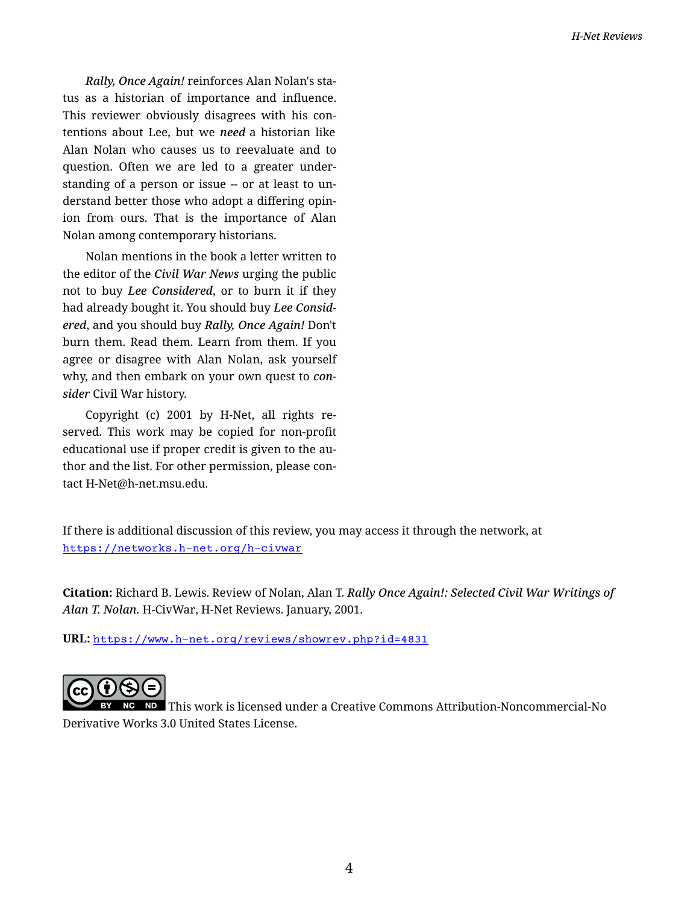*Rally, Once Again!* reinforces Alan Nolan's status as a historian of importance and influence. This reviewer obviously disagrees with his contentions about Lee, but we ***need*** a historian like Alan Nolan who causes us to reevaluate and to question. Often we are led to a greater understanding of a person or issue -- or at least to understand better those who adopt a differing opinion from ours. That is the importance of Alan Nolan among contemporary historians.

Nolan mentions in the book a letter written to the editor of the *Civil War News* urging the public not to buy *Lee Considered*, or to burn it if they had already bought it. You should buy *Lee Considered*, and you should buy *Rally, Once Again!* Don't burn them. Read them. Learn from them. If you agree or disagree with Alan Nolan, ask yourself why, and then embark on your own quest to ***consider*** Civil War history.

Copyright (c) 2001 by H-Net, all rights reserved. This work may be copied for non-profit educational use if proper credit is given to the author and the list. For other permission, please contact H-Net@h-net.msu.edu.

If there is additional discussion of this review, you may access it through the network, at https://networks.h-net.org/h-civwar

**Citation:** Richard B. Lewis. Review of Nolan, Alan T. *Rally Once Again!: Selected Civil War Writings of Alan T. Nolan.* H-CivWar, H-Net Reviews. January, 2001.

**URL:** https://www.h-net.org/reviews/showrev.php?id=4831

This work is licensed under a Creative Commons Attribution-Noncommercial-No Derivative Works 3.0 United States License.